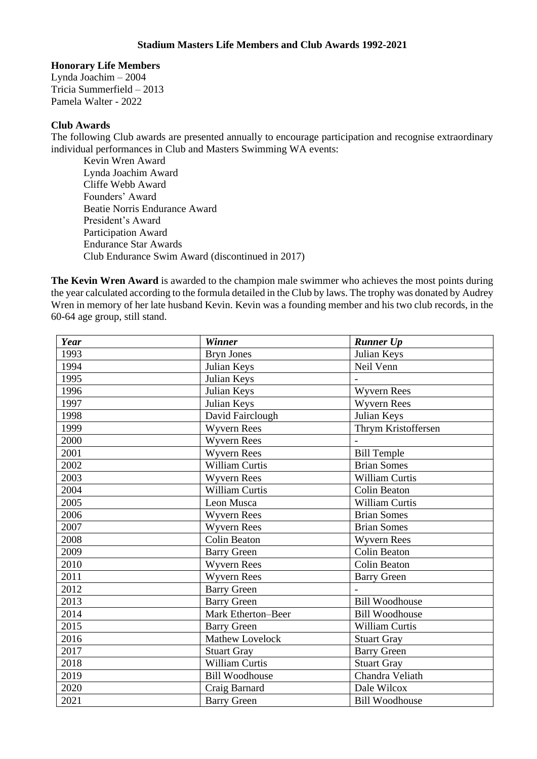# Stadium Masters Life Members and Club Awards 1992-2021

## Honorary Life Members

Lynda Joachim – 2004
Tricia Summerfield – 2013
Pamela Walter - 2022

## Club Awards

The following Club awards are presented annually to encourage participation and recognise extraordinary individual performances in Club and Masters Swimming WA events:

- Kevin Wren Award
- Lynda Joachim Award
- Cliffe Webb Award
- Founders' Award
- Beatie Norris Endurance Award
- President's Award
- Participation Award
- Endurance Star Awards
- Club Endurance Swim Award (discontinued in 2017)

**The Kevin Wren Award** is awarded to the champion male swimmer who achieves the most points during the year calculated according to the formula detailed in the Club by laws. The trophy was donated by Audrey Wren in memory of her late husband Kevin. Kevin was a founding member and his two club records, in the 60-64 age group, still stand.

| ***Year*** | ***Winner*** | ***Runner Up*** |
|---|---|---|
| 1993 | Bryn Jones | Julian Keys |
| 1994 | Julian Keys | Neil Venn |
| 1995 | Julian Keys | - |
| 1996 | Julian Keys | Wyvern Rees |
| 1997 | Julian Keys | Wyvern Rees |
| 1998 | David Fairclough | Julian Keys |
| 1999 | Wyvern Rees | Thrym Kristoffersen |
| 2000 | Wyvern Rees | - |
| 2001 | Wyvern Rees | Bill Temple |
| 2002 | William Curtis | Brian Somes |
| 2003 | Wyvern Rees | William Curtis |
| 2004 | William Curtis | Colin Beaton |
| 2005 | Leon Musca | William Curtis |
| 2006 | Wyvern Rees | Brian Somes |
| 2007 | Wyvern Rees | Brian Somes |
| 2008 | Colin Beaton | Wyvern Rees |
| 2009 | Barry Green | Colin Beaton |
| 2010 | Wyvern Rees | Colin Beaton |
| 2011 | Wyvern Rees | Barry Green |
| 2012 | Barry Green | - |
| 2013 | Barry Green | Bill Woodhouse |
| 2014 | Mark Etherton–Beer | Bill Woodhouse |
| 2015 | Barry Green | William Curtis |
| 2016 | Mathew Lovelock | Stuart Gray |
| 2017 | Stuart Gray | Barry Green |
| 2018 | William Curtis | Stuart Gray |
| 2019 | Bill Woodhouse | Chandra Veliath |
| 2020 | Craig Barnard | Dale Wilcox |
| 2021 | Barry Green | Bill Woodhouse |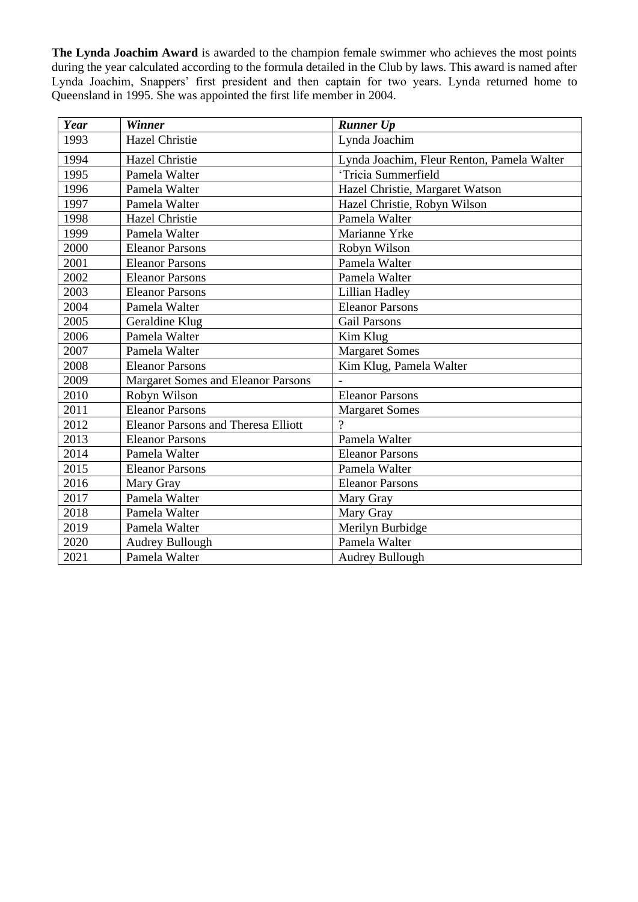**The Lynda Joachim Award** is awarded to the champion female swimmer who achieves the most points during the year calculated according to the formula detailed in the Club by laws. This award is named after Lynda Joachim, Snappers' first president and then captain for two years. Lynda returned home to Queensland in 1995. She was appointed the first life member in 2004.

| ***Year*** | ***Winner*** | ***Runner Up*** |
|---|---|---|
| 1993 | Hazel Christie | Lynda Joachim |
| 1994 | Hazel Christie | Lynda Joachim, Fleur Renton, Pamela Walter |
| 1995 | Pamela Walter | 'Tricia Summerfield |
| 1996 | Pamela Walter | Hazel Christie, Margaret Watson |
| 1997 | Pamela Walter | Hazel Christie, Robyn Wilson |
| 1998 | Hazel Christie | Pamela Walter |
| 1999 | Pamela Walter | Marianne Yrke |
| 2000 | Eleanor Parsons | Robyn Wilson |
| 2001 | Eleanor Parsons | Pamela Walter |
| 2002 | Eleanor Parsons | Pamela Walter |
| 2003 | Eleanor Parsons | Lillian Hadley |
| 2004 | Pamela Walter | Eleanor Parsons |
| 2005 | Geraldine Klug | Gail Parsons |
| 2006 | Pamela Walter | Kim Klug |
| 2007 | Pamela Walter | Margaret Somes |
| 2008 | Eleanor Parsons | Kim Klug, Pamela Walter |
| 2009 | Margaret Somes and Eleanor Parsons | - |
| 2010 | Robyn Wilson | Eleanor Parsons |
| 2011 | Eleanor Parsons | Margaret Somes |
| 2012 | Eleanor Parsons and Theresa Elliott | ? |
| 2013 | Eleanor Parsons | Pamela Walter |
| 2014 | Pamela Walter | Eleanor Parsons |
| 2015 | Eleanor Parsons | Pamela Walter |
| 2016 | Mary Gray | Eleanor Parsons |
| 2017 | Pamela Walter | Mary Gray |
| 2018 | Pamela Walter | Mary Gray |
| 2019 | Pamela Walter | Merilyn Burbidge |
| 2020 | Audrey Bullough | Pamela Walter |
| 2021 | Pamela Walter | Audrey Bullough |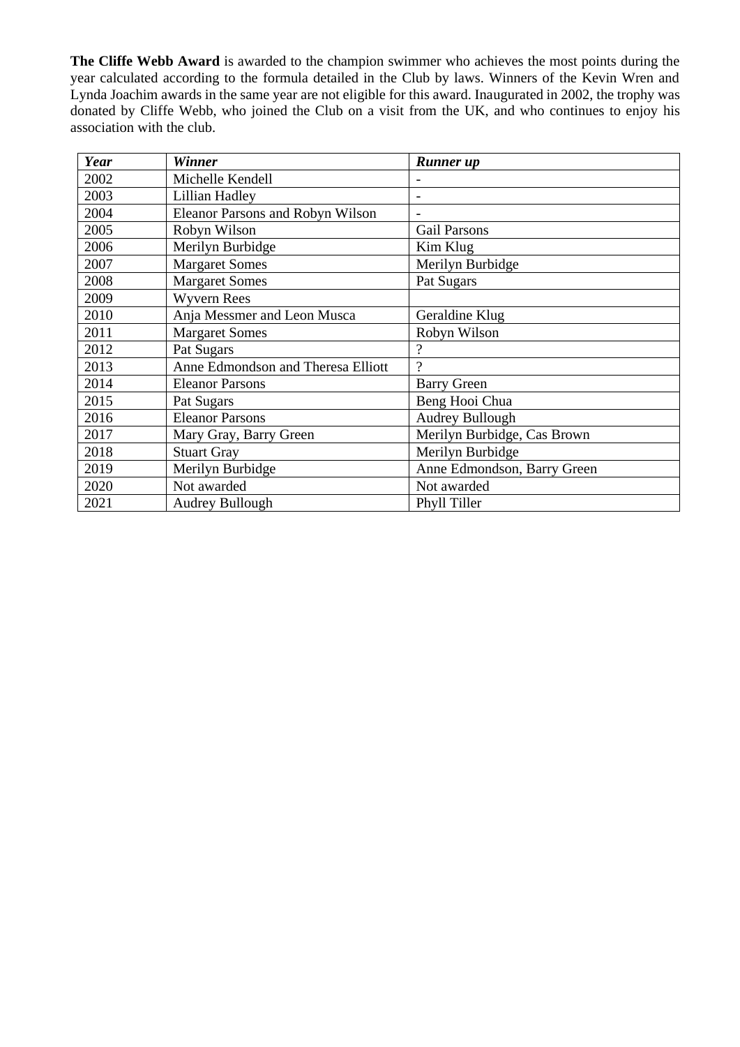**The Cliffe Webb Award** is awarded to the champion swimmer who achieves the most points during the year calculated according to the formula detailed in the Club by laws. Winners of the Kevin Wren and Lynda Joachim awards in the same year are not eligible for this award. Inaugurated in 2002, the trophy was donated by Cliffe Webb, who joined the Club on a visit from the UK, and who continues to enjoy his association with the club.

| ***Year*** | ***Winner*** | ***Runner up*** |
|---|---|---|
| 2002 | Michelle Kendell | - |
| 2003 | Lillian Hadley | - |
| 2004 | Eleanor Parsons and Robyn Wilson | - |
| 2005 | Robyn Wilson | Gail Parsons |
| 2006 | Merilyn Burbidge | Kim Klug |
| 2007 | Margaret Somes | Merilyn Burbidge |
| 2008 | Margaret Somes | Pat Sugars |
| 2009 | Wyvern Rees | |
| 2010 | Anja Messmer and Leon Musca | Geraldine Klug |
| 2011 | Margaret Somes | Robyn Wilson |
| 2012 | Pat Sugars | ? |
| 2013 | Anne Edmondson and Theresa Elliott | ? |
| 2014 | Eleanor Parsons | Barry Green |
| 2015 | Pat Sugars | Beng Hooi Chua |
| 2016 | Eleanor Parsons | Audrey Bullough |
| 2017 | Mary Gray, Barry Green | Merilyn Burbidge, Cas Brown |
| 2018 | Stuart Gray | Merilyn Burbidge |
| 2019 | Merilyn Burbidge | Anne Edmondson, Barry Green |
| 2020 | Not awarded | Not awarded |
| 2021 | Audrey Bullough | Phyll Tiller |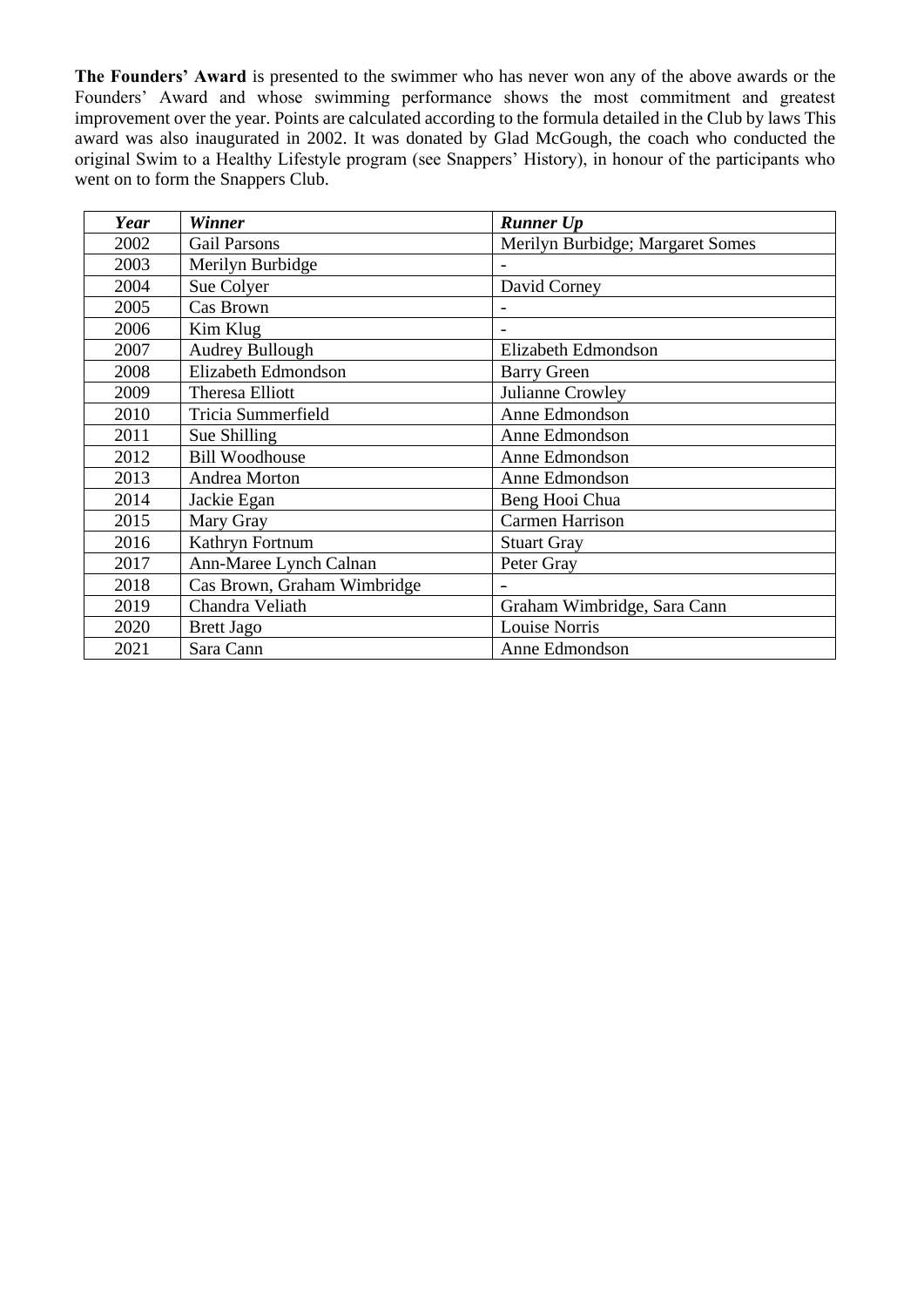**The Founders' Award** is presented to the swimmer who has never won any of the above awards or the Founders' Award and whose swimming performance shows the most commitment and greatest improvement over the year. Points are calculated according to the formula detailed in the Club by laws This award was also inaugurated in 2002. It was donated by Glad McGough, the coach who conducted the original Swim to a Healthy Lifestyle program (see Snappers' History), in honour of the participants who went on to form the Snappers Club.

| ***Year*** | ***Winner*** | ***Runner Up*** |
|---|---|---|
| 2002 | Gail Parsons | Merilyn Burbidge; Margaret Somes |
| 2003 | Merilyn Burbidge | - |
| 2004 | Sue Colyer | David Corney |
| 2005 | Cas Brown | - |
| 2006 | Kim Klug | - |
| 2007 | Audrey Bullough | Elizabeth Edmondson |
| 2008 | Elizabeth Edmondson | Barry Green |
| 2009 | Theresa Elliott | Julianne Crowley |
| 2010 | Tricia Summerfield | Anne Edmondson |
| 2011 | Sue Shilling | Anne Edmondson |
| 2012 | Bill Woodhouse | Anne Edmondson |
| 2013 | Andrea Morton | Anne Edmondson |
| 2014 | Jackie Egan | Beng Hooi Chua |
| 2015 | Mary Gray | Carmen Harrison |
| 2016 | Kathryn Fortnum | Stuart Gray |
| 2017 | Ann-Maree Lynch Calnan | Peter Gray |
| 2018 | Cas Brown, Graham Wimbridge | - |
| 2019 | Chandra Veliath | Graham Wimbridge, Sara Cann |
| 2020 | Brett Jago | Louise Norris |
| 2021 | Sara Cann | Anne Edmondson |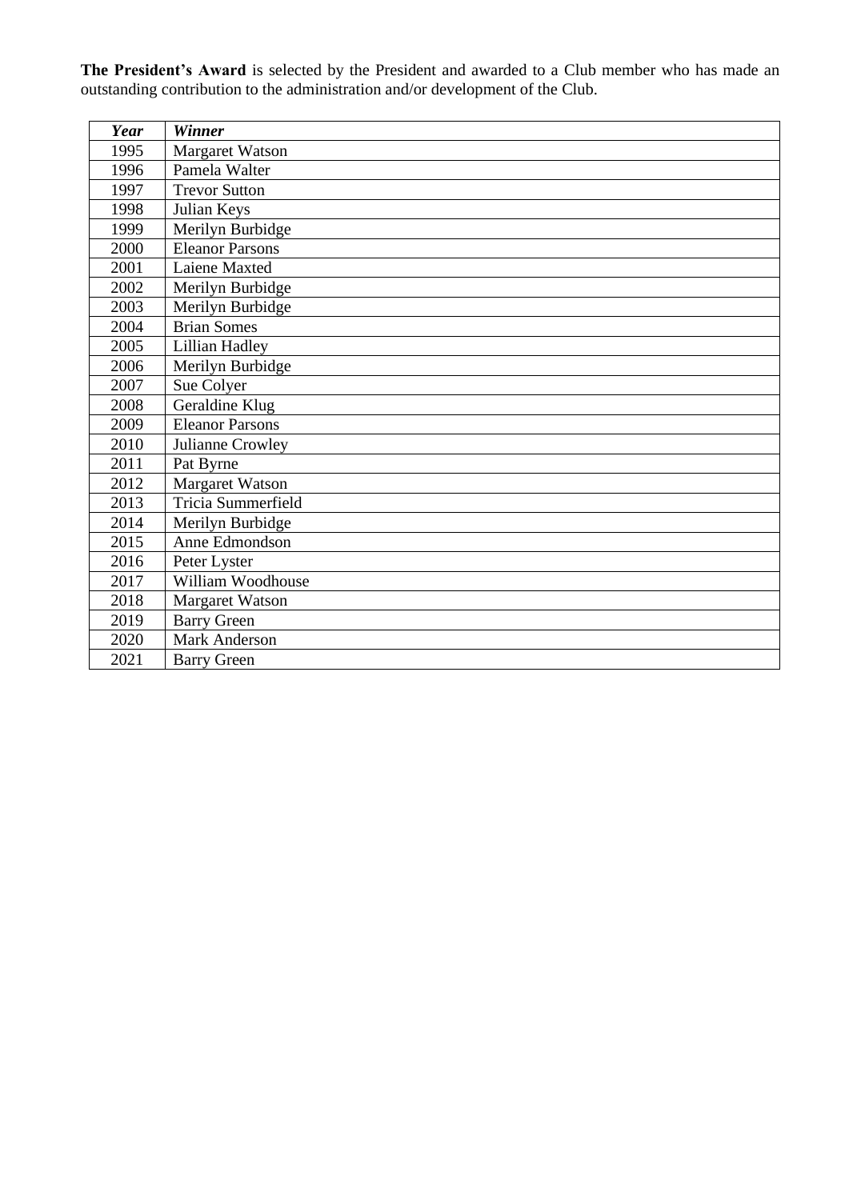**The President's Award** is selected by the President and awarded to a Club member who has made an outstanding contribution to the administration and/or development of the Club.

| *Year* | *Winner* |
|---|---|
| 1995 | Margaret Watson |
| 1996 | Pamela Walter |
| 1997 | Trevor Sutton |
| 1998 | Julian Keys |
| 1999 | Merilyn Burbidge |
| 2000 | Eleanor Parsons |
| 2001 | Laiene Maxted |
| 2002 | Merilyn Burbidge |
| 2003 | Merilyn Burbidge |
| 2004 | Brian Somes |
| 2005 | Lillian Hadley |
| 2006 | Merilyn Burbidge |
| 2007 | Sue Colyer |
| 2008 | Geraldine Klug |
| 2009 | Eleanor Parsons |
| 2010 | Julianne Crowley |
| 2011 | Pat Byrne |
| 2012 | Margaret Watson |
| 2013 | Tricia Summerfield |
| 2014 | Merilyn Burbidge |
| 2015 | Anne Edmondson |
| 2016 | Peter Lyster |
| 2017 | William Woodhouse |
| 2018 | Margaret Watson |
| 2019 | Barry Green |
| 2020 | Mark Anderson |
| 2021 | Barry Green |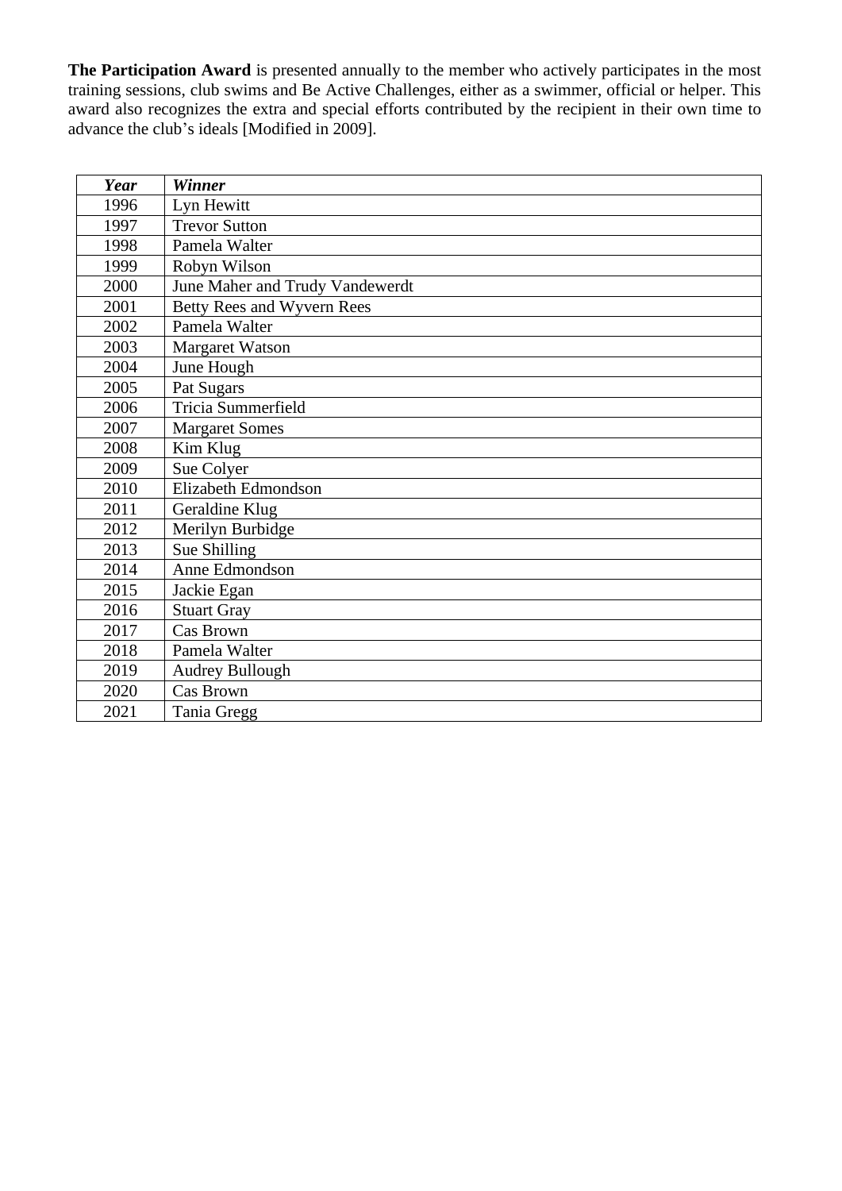**The Participation Award** is presented annually to the member who actively participates in the most training sessions, club swims and Be Active Challenges, either as a swimmer, official or helper. This award also recognizes the extra and special efforts contributed by the recipient in their own time to advance the club's ideals [Modified in 2009].

| ***Year*** | ***Winner*** |
|---|---|
| 1996 | Lyn Hewitt |
| 1997 | Trevor Sutton |
| 1998 | Pamela Walter |
| 1999 | Robyn Wilson |
| 2000 | June Maher and Trudy Vandewerdt |
| 2001 | Betty Rees and Wyvern Rees |
| 2002 | Pamela Walter |
| 2003 | Margaret Watson |
| 2004 | June Hough |
| 2005 | Pat Sugars |
| 2006 | Tricia Summerfield |
| 2007 | Margaret Somes |
| 2008 | Kim Klug |
| 2009 | Sue Colyer |
| 2010 | Elizabeth Edmondson |
| 2011 | Geraldine Klug |
| 2012 | Merilyn Burbidge |
| 2013 | Sue Shilling |
| 2014 | Anne Edmondson |
| 2015 | Jackie Egan |
| 2016 | Stuart Gray |
| 2017 | Cas Brown |
| 2018 | Pamela Walter |
| 2019 | Audrey Bullough |
| 2020 | Cas Brown |
| 2021 | Tania Gregg |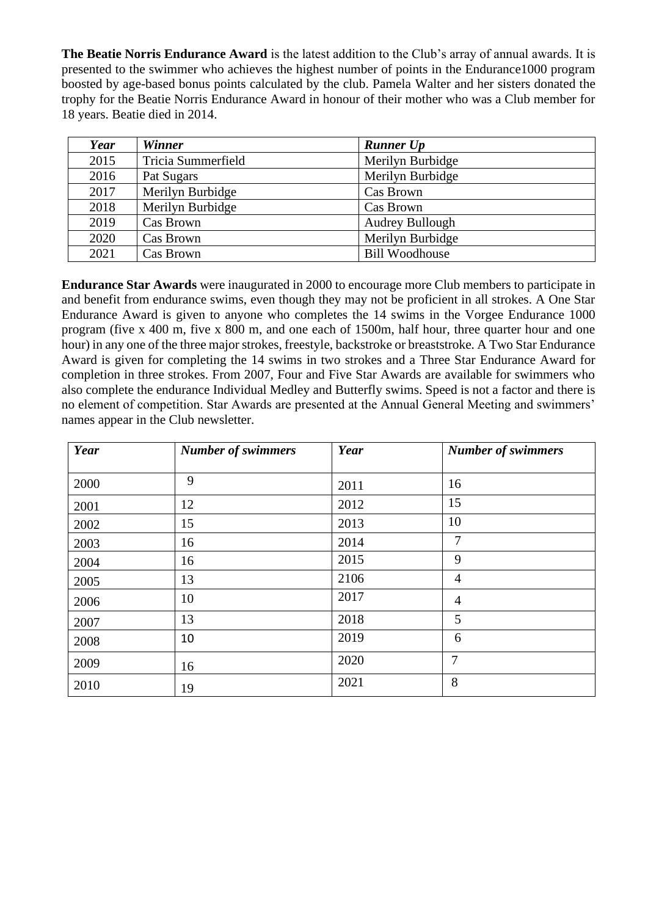**The Beatie Norris Endurance Award** is the latest addition to the Club's array of annual awards. It is presented to the swimmer who achieves the highest number of points in the Endurance1000 program boosted by age-based bonus points calculated by the club. Pamela Walter and her sisters donated the trophy for the Beatie Norris Endurance Award in honour of their mother who was a Club member for 18 years. Beatie died in 2014.

| *Year* | *Winner* | *Runner Up* |
|---|---|---|
| 2015 | Tricia Summerfield | Merilyn Burbidge |
| 2016 | Pat Sugars | Merilyn Burbidge |
| 2017 | Merilyn Burbidge | Cas Brown |
| 2018 | Merilyn Burbidge | Cas Brown |
| 2019 | Cas Brown | Audrey Bullough |
| 2020 | Cas Brown | Merilyn Burbidge |
| 2021 | Cas Brown | Bill Woodhouse |

**Endurance Star Awards** were inaugurated in 2000 to encourage more Club members to participate in and benefit from endurance swims, even though they may not be proficient in all strokes. A One Star Endurance Award is given to anyone who completes the 14 swims in the Vorgee Endurance 1000 program (five x 400 m, five x 800 m, and one each of 1500m, half hour, three quarter hour and one hour) in any one of the three major strokes, freestyle, backstroke or breaststroke. A Two Star Endurance Award is given for completing the 14 swims in two strokes and a Three Star Endurance Award for completion in three strokes. From 2007, Four and Five Star Awards are available for swimmers who also complete the endurance Individual Medley and Butterfly swims. Speed is not a factor and there is no element of competition. Star Awards are presented at the Annual General Meeting and swimmers' names appear in the Club newsletter.

| *Year* | *Number of swimmers* | *Year* | *Number of swimmers* |
|---|---|---|---|
| 2000 | 9 | 2011 | 16 |
| 2001 | 12 | 2012 | 15 |
| 2002 | 15 | 2013 | 10 |
| 2003 | 16 | 2014 | 7 |
| 2004 | 16 | 2015 | 9 |
| 2005 | 13 | 2106 | 4 |
| 2006 | 10 | 2017 | 4 |
| 2007 | 13 | 2018 | 5 |
| 2008 | 10 | 2019 | 6 |
| 2009 | 16 | 2020 | 7 |
| 2010 | 19 | 2021 | 8 |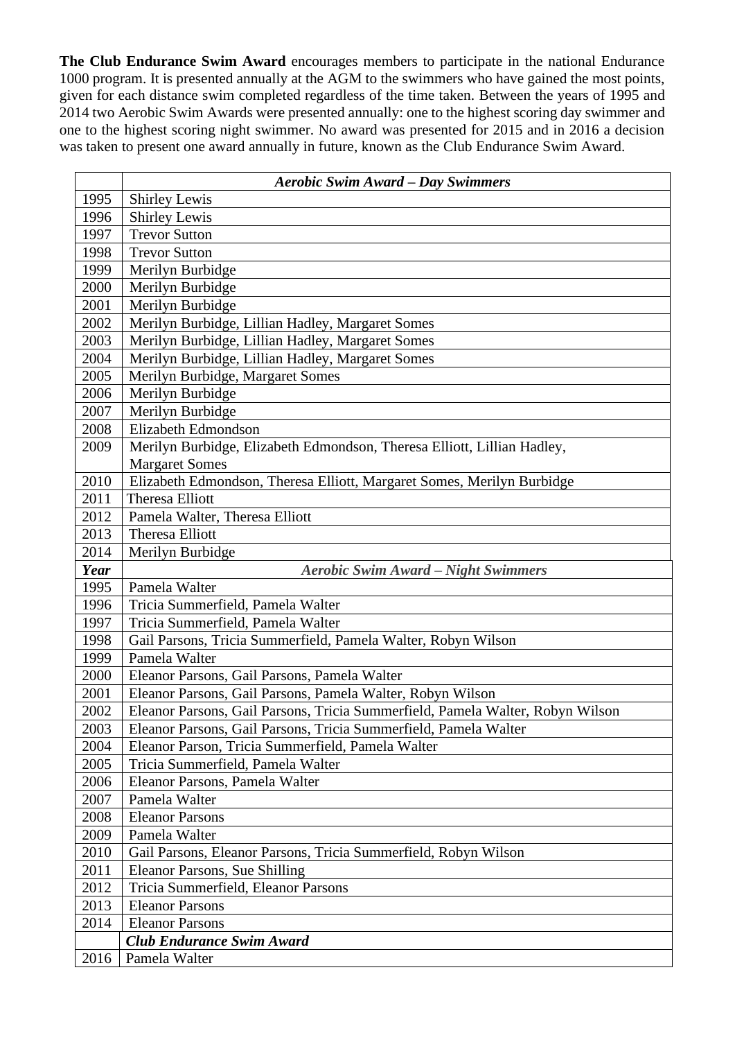**The Club Endurance Swim Award** encourages members to participate in the national Endurance 1000 program. It is presented annually at the AGM to the swimmers who have gained the most points, given for each distance swim completed regardless of the time taken. Between the years of 1995 and 2014 two Aerobic Swim Awards were presented annually: one to the highest scoring day swimmer and one to the highest scoring night swimmer. No award was presented for 2015 and in 2016 a decision was taken to present one award annually in future, known as the Club Endurance Swim Award.

| | ***Aerobic Swim Award – Day Swimmers*** |
|---|---|
| 1995 | Shirley Lewis |
| 1996 | Shirley Lewis |
| 1997 | Trevor Sutton |
| 1998 | Trevor Sutton |
| 1999 | Merilyn Burbidge |
| 2000 | Merilyn Burbidge |
| 2001 | Merilyn Burbidge |
| 2002 | Merilyn Burbidge, Lillian Hadley, Margaret Somes |
| 2003 | Merilyn Burbidge, Lillian Hadley, Margaret Somes |
| 2004 | Merilyn Burbidge, Lillian Hadley, Margaret Somes |
| 2005 | Merilyn Burbidge, Margaret Somes |
| 2006 | Merilyn Burbidge |
| 2007 | Merilyn Burbidge |
| 2008 | Elizabeth Edmondson |
| 2009 | Merilyn Burbidge, Elizabeth Edmondson, Theresa Elliott, Lillian Hadley, Margaret Somes |
| 2010 | Elizabeth Edmondson, Theresa Elliott, Margaret Somes, Merilyn Burbidge |
| 2011 | Theresa Elliott |
| 2012 | Pamela Walter, Theresa Elliott |
| 2013 | Theresa Elliott |
| 2014 | Merilyn Burbidge |
| ***Year*** | ***Aerobic Swim Award – Night Swimmers*** |
| 1995 | Pamela Walter |
| 1996 | Tricia Summerfield, Pamela Walter |
| 1997 | Tricia Summerfield, Pamela Walter |
| 1998 | Gail Parsons, Tricia Summerfield, Pamela Walter, Robyn Wilson |
| 1999 | Pamela Walter |
| 2000 | Eleanor Parsons, Gail Parsons, Pamela Walter |
| 2001 | Eleanor Parsons, Gail Parsons, Pamela Walter, Robyn Wilson |
| 2002 | Eleanor Parsons, Gail Parsons, Tricia Summerfield, Pamela Walter, Robyn Wilson |
| 2003 | Eleanor Parsons, Gail Parsons, Tricia Summerfield, Pamela Walter |
| 2004 | Eleanor Parson, Tricia Summerfield, Pamela Walter |
| 2005 | Tricia Summerfield, Pamela Walter |
| 2006 | Eleanor Parsons, Pamela Walter |
| 2007 | Pamela Walter |
| 2008 | Eleanor Parsons |
| 2009 | Pamela Walter |
| 2010 | Gail Parsons, Eleanor Parsons, Tricia Summerfield, Robyn Wilson |
| 2011 | Eleanor Parsons, Sue Shilling |
| 2012 | Tricia Summerfield, Eleanor Parsons |
| 2013 | Eleanor Parsons |
| 2014 | Eleanor Parsons |
| | ***Club Endurance Swim Award*** |
| 2016 | Pamela Walter |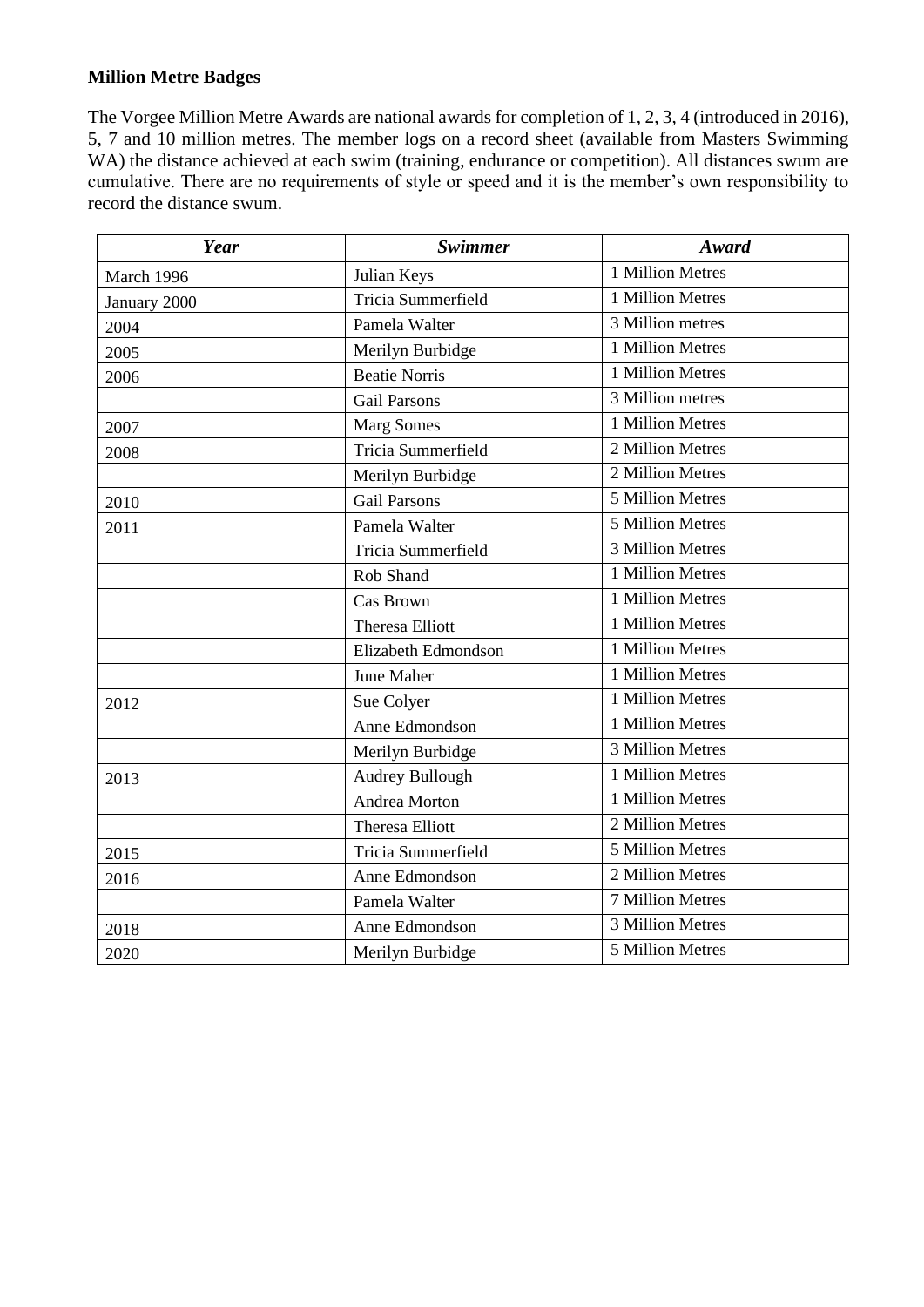**Million Metre Badges**

The Vorgee Million Metre Awards are national awards for completion of 1, 2, 3, 4 (introduced in 2016), 5, 7 and 10 million metres. The member logs on a record sheet (available from Masters Swimming WA) the distance achieved at each swim (training, endurance or competition). All distances swum are cumulative. There are no requirements of style or speed and it is the member's own responsibility to record the distance swum.

| *Year* | *Swimmer* | *Award* |
|---|---|---|
| March 1996 | Julian Keys | 1 Million Metres |
| January 2000 | Tricia Summerfield | 1 Million Metres |
| 2004 | Pamela Walter | 3 Million metres |
| 2005 | Merilyn Burbidge | 1 Million Metres |
| 2006 | Beatie Norris | 1 Million Metres |
| | Gail Parsons | 3 Million metres |
| 2007 | Marg Somes | 1 Million Metres |
| 2008 | Tricia Summerfield | 2 Million Metres |
| | Merilyn Burbidge | 2 Million Metres |
| 2010 | Gail Parsons | 5 Million Metres |
| 2011 | Pamela Walter | 5 Million Metres |
| | Tricia Summerfield | 3 Million Metres |
| | Rob Shand | 1 Million Metres |
| | Cas Brown | 1 Million Metres |
| | Theresa Elliott | 1 Million Metres |
| | Elizabeth Edmondson | 1 Million Metres |
| | June Maher | 1 Million Metres |
| 2012 | Sue Colyer | 1 Million Metres |
| | Anne Edmondson | 1 Million Metres |
| | Merilyn Burbidge | 3 Million Metres |
| 2013 | Audrey Bullough | 1 Million Metres |
| | Andrea Morton | 1 Million Metres |
| | Theresa Elliott | 2 Million Metres |
| 2015 | Tricia Summerfield | 5 Million Metres |
| 2016 | Anne Edmondson | 2 Million Metres |
| | Pamela Walter | 7 Million Metres |
| 2018 | Anne Edmondson | 3 Million Metres |
| 2020 | Merilyn Burbidge | 5 Million Metres |